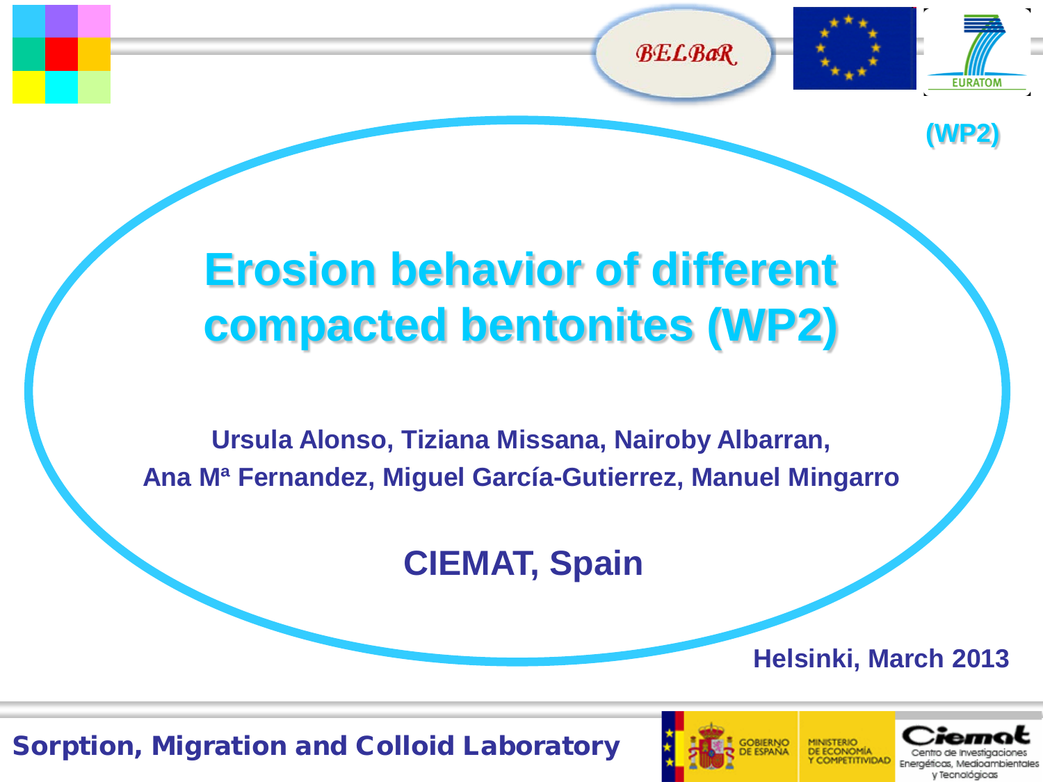(WP2)

# Erosion behavior of different compacted bentonites (WP2)

**Ursula Alonso, Tiziana Missana, Nairoby Albarran, Ana Mª Fernandez, Miguel García-Gutierrez, Manuel Mingarro**

**CIEMAT, Spain**

**Helsinki, March 2013**

Sorption, Migration and Colloid Laboratory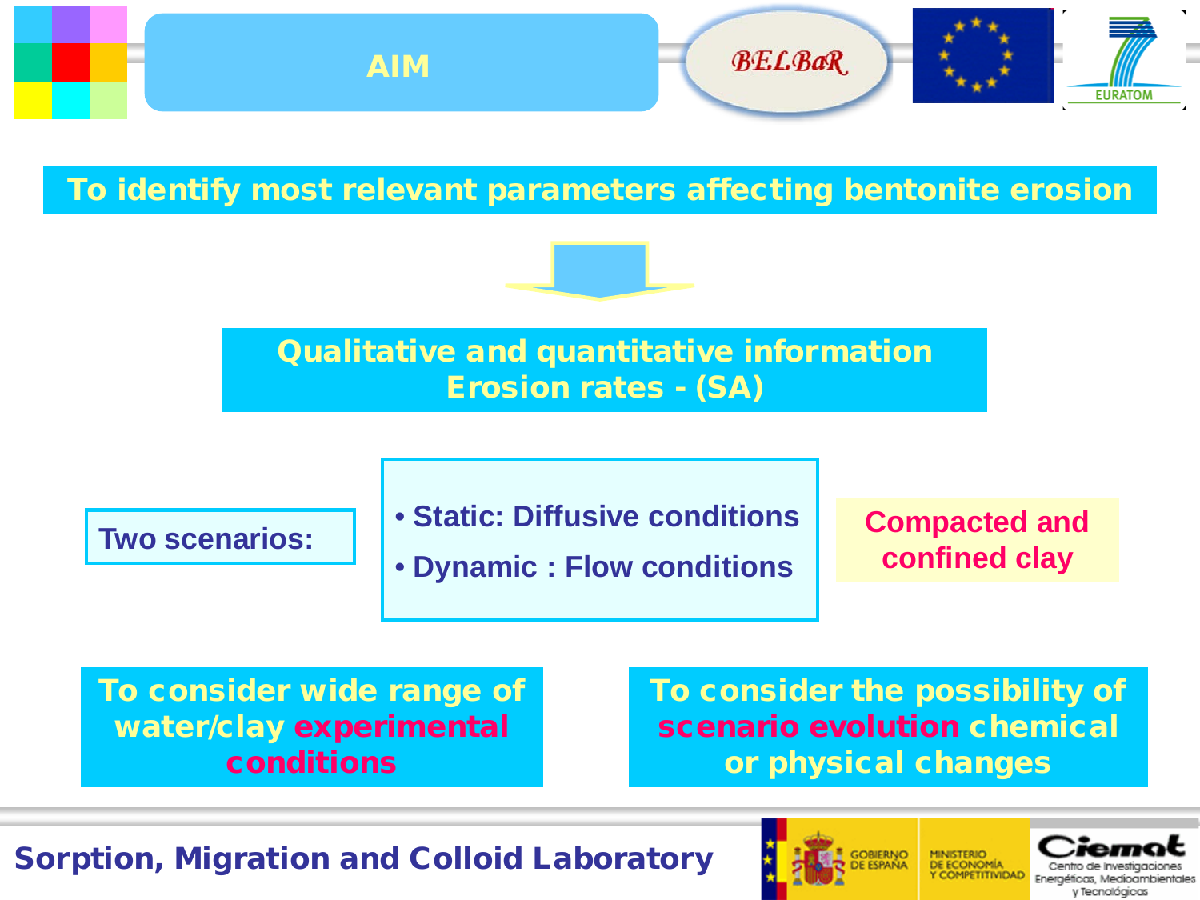# AIM

**To identify most relevant parameters affecting bentonite erosion**

**Qualitative and quantitative information**
**Erosion rates - (SA)**

**Two scenarios:**

- **Static: Diffusive conditions**
- **Dynamic : Flow conditions**

**Compacted and confined clay**

**To consider wide range of water/clay experimental conditions**

**To consider the possibility of scenario evolution chemical or physical changes**

**Sorption, Migration and Colloid Laboratory**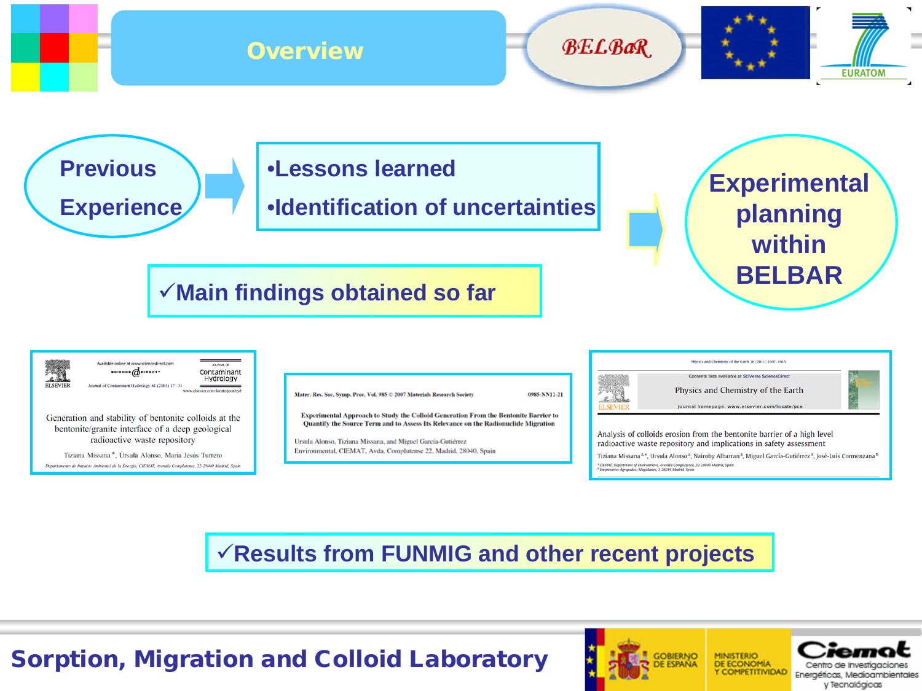# Overview

Previous Experience

- Lessons learned
- Identification of uncertainties

Experimental planning within BELBAR

✓Main findings obtained so far

Generation and stability of bentonite colloids at the bentonite/granite interface of a deep geological radioactive waste repository

Tiziana Missana*, Úrsula Alonso, María Jesús Turrero

Journal of Contaminant Hydrology 61 (2003) 17–31

Experimental Approach to Study the Colloid Generation From the Bentonite Barrier to Quantify the Source Term and to Assess Its Relevance on the Radionuclide Migration

Ursula Alonso, Tiziana Missana, and Miguel García-Gutiérrez

Mater. Res. Soc. Symp. Proc. Vol. 985 © 2007 Materials Research Society

Analysis of colloids erosion from the bentonite barrier of a high level radioactive waste repository and implications in safety assessment

Tiziana Missana[a,*], Ursula Alonso[a], Nairoby Albarran[a], Miguel García-Gutiérrez[a], José-Luis Cormenzana[b]

Physics and Chemistry of the Earth 36 (2011) 1607–1615

✓Results from FUNMIG and other recent projects

Sorption, Migration and Colloid Laboratory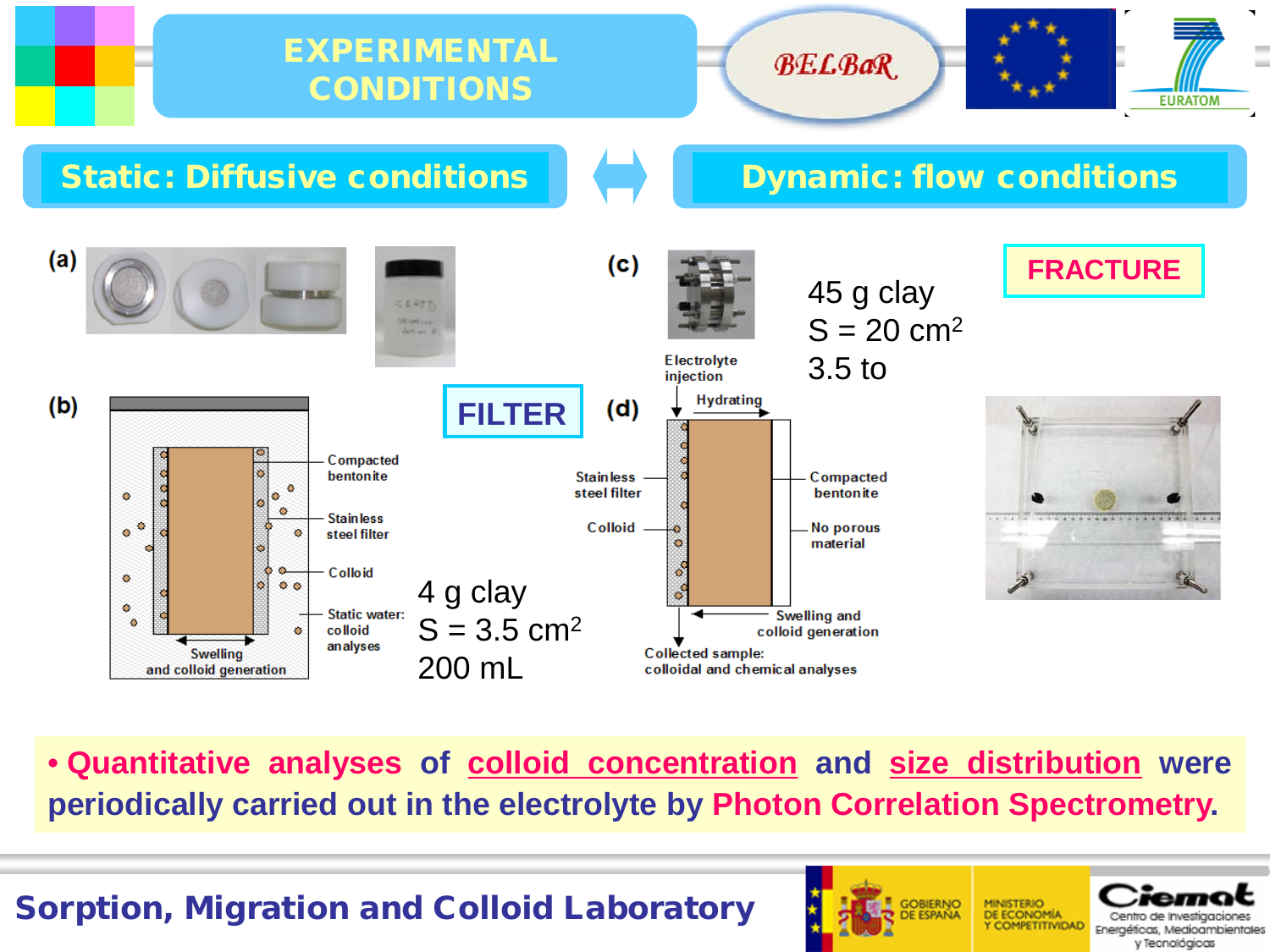# EXPERIMENTAL CONDITIONS

## Static: Diffusive conditions ⟷ Dynamic: flow conditions

(a)

(b)

Compacted bentonite

Stainless steel filter

Colloid

Static water: colloid analyses

Swelling and colloid generation

**FILTER**

4 g clay
S = 3.5 $cm^2$
200 mL

(c)

45 g clay
S = 20 $cm^2$
3.5 to

**FRACTURE**

(d)

Electrolyte injection

Hydrating

Stainless steel filter

Colloid

Compacted bentonite

No porous material

Swelling and colloid generation

Collected sample: colloidal and chemical analyses

- **Quantitative analyses of colloid concentration and size distribution were periodically carried out in the electrolyte by Photon Correlation Spectrometry.**

**Sorption, Migration and Colloid Laboratory**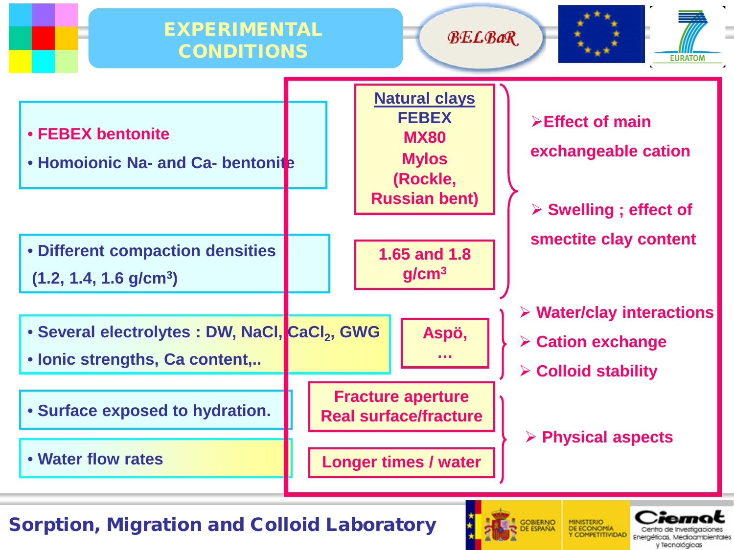# EXPERIMENTAL CONDITIONS

- FEBEX bentonite
- Homoionic Na- and Ca- bentonite

**Natural clays**
FEBEX
MX80
Mylos
(Rockle, Russian bent)

- Different compaction densities (1.2, 1.4, 1.6 g/$cm^3$)

1.65 and 1.8 g/$cm^3$

- Effect of main exchangeable cation
- Swelling ; effect of smectite clay content

- Several electrolytes : DW, NaCl, $CaCl_2$, GWG
- Ionic strengths, Ca content,..

Aspö, …

- Water/clay interactions
- Cation exchange
- Colloid stability

- Surface exposed to hydration.

Fracture aperture
Real surface/fracture

- Water flow rates

Longer times / water

- Physical aspects

Sorption, Migration and Colloid Laboratory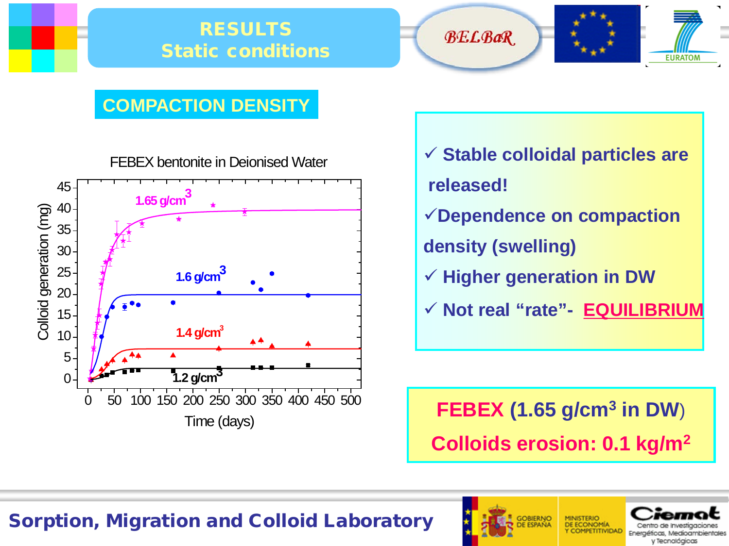# RESULTS
## Static conditions

### COMPACTION DENSITY

FEBEX bentonite in Deionised Water

Colloid generation (mg) vs. Time (days)

1.65 g/cm$^3$

1.6 g/cm$^3$

1.4 g/cm$^3$

1.2 g/cm$^3$

- ✓ Stable colloidal particles are released!
- ✓ Dependence on compaction density (swelling)
- ✓ Higher generation in DW
- ✓ Not real "rate"- EQUILIBRIUM

**FEBEX (1.65 g/cm$^3$ in DW)**

**Colloids erosion: 0.1 kg/m$^2$**

Sorption, Migration and Colloid Laboratory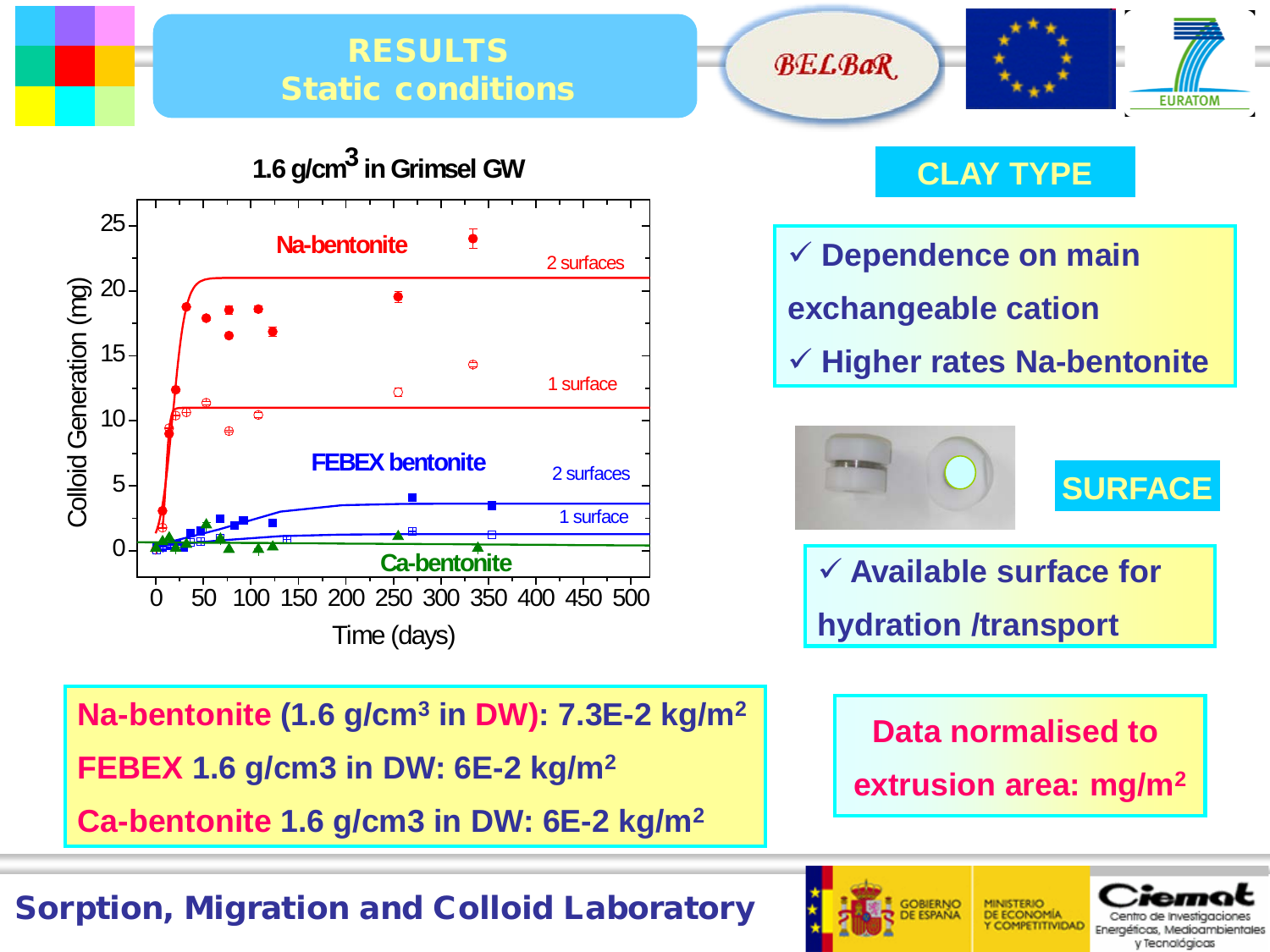# RESULTS
## Static conditions

1.6 g/cm³ in Grimsel GW

Colloid Generation (mg) vs Time (days)

Na-bentonite — 2 surfaces, 1 surface

FEBEX bentonite — 2 surfaces, 1 surface

Ca-bentonite

## CLAY TYPE

- ✓ Dependence on main exchangeable cation
- ✓ Higher rates Na-bentonite

## SURFACE

- ✓ Available surface for hydration /transport

**Na-bentonite** (1.6 g/cm³ in **DW**): 7.3E-2 kg/m²

**FEBEX** 1.6 g/cm3 in DW: 6E-2 kg/m²

**Ca-bentonite** 1.6 g/cm3 in DW: 6E-2 kg/m²

**Data normalised to extrusion area: mg/m²**

Sorption, Migration and Colloid Laboratory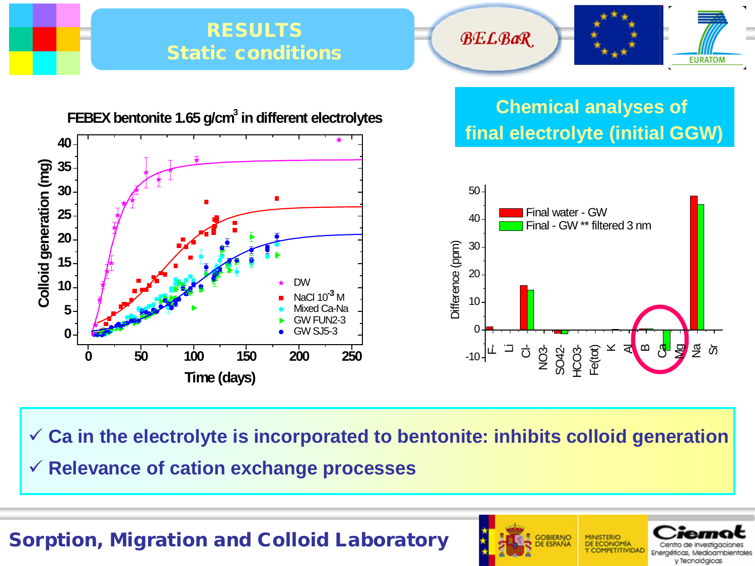# RESULTS
## Static conditions

**FEBEX bentonite 1.65 g/cm$^3$ in different electrolytes**

Colloid generation (mg) vs. Time (days)

Legend: DW; NaCl $10^{-3}$ M; Mixed Ca-Na; GW FUN2-3; GW SJ5-3

## Chemical analyses of final electrolyte (initial GGW)

Difference (ppm)

Legend: Final water - GW; Final - GW ** filtered 3 nm

F-, Li, Cl-, NO3-, SO42-, HCO3-, Fe(tot), K, Al, B, Ca, Mg, Na, Sr

- ✓ **Ca in the electrolyte is incorporated to bentonite: inhibits colloid generation**
- ✓ **Relevance of cation exchange processes**

**Sorption, Migration and Colloid Laboratory**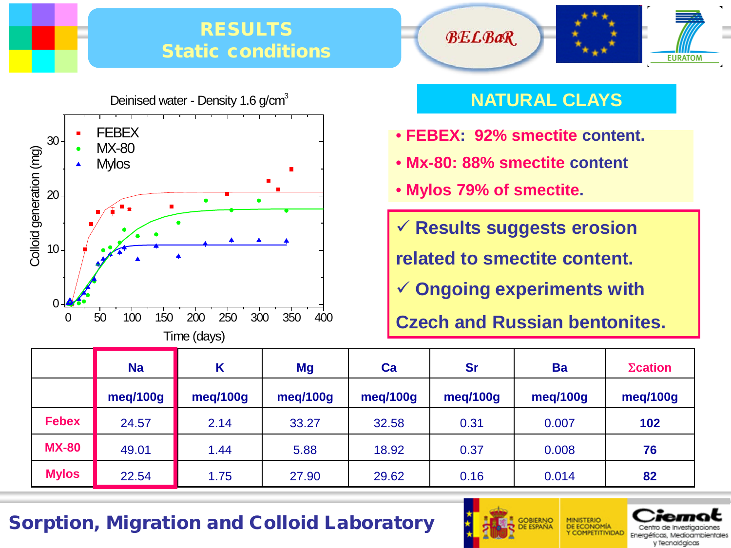# RESULTS
## Static conditions

Deinised water - Density 1.6 g/cm$^3$

## NATURAL CLAYS

- **FEBEX: 92% smectite content.**
- **Mx-80: 88% smectite content**
- **Mylos 79% of smectite.**

✓ **Results suggests erosion related to smectite content.**

✓ **Ongoing experiments with Czech and Russian bentonites.**

| | Na | K | Mg | Ca | Sr | Ba | Σcation |
|---|---|---|---|---|---|---|---|
| | meq/100g | meq/100g | meq/100g | meq/100g | meq/100g | meq/100g | meq/100g |
| **Febex** | 24.57 | 2.14 | 33.27 | 32.58 | 0.31 | 0.007 | **102** |
| **MX-80** | 49.01 | 1.44 | 5.88 | 18.92 | 0.37 | 0.008 | **76** |
| **Mylos** | 22.54 | 1.75 | 27.90 | 29.62 | 0.16 | 0.014 | **82** |

**Sorption, Migration and Colloid Laboratory**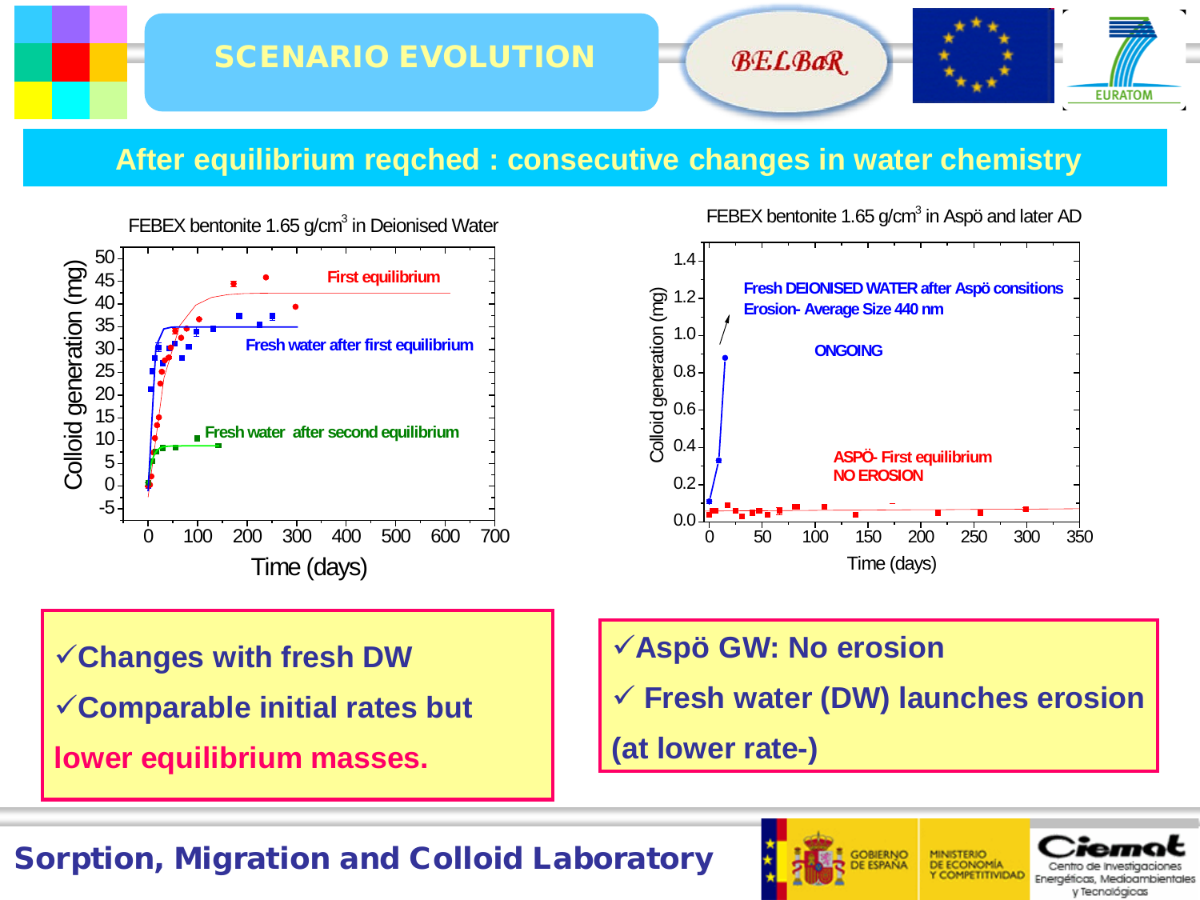# SCENARIO EVOLUTION

## After equilibrium reqched : consecutive changes in water chemistry

FEBEX bentonite 1.65 g/cm³ in Deionised Water

FEBEX bentonite 1.65 g/cm³ in Aspö and later AD

- ✓Changes with fresh DW
- ✓Comparable initial rates but **lower equilibrium masses.**

- ✓Aspö GW: No erosion
- ✓ Fresh water (DW) launches erosion (at lower rate-)

**Sorption, Migration and Colloid Laboratory**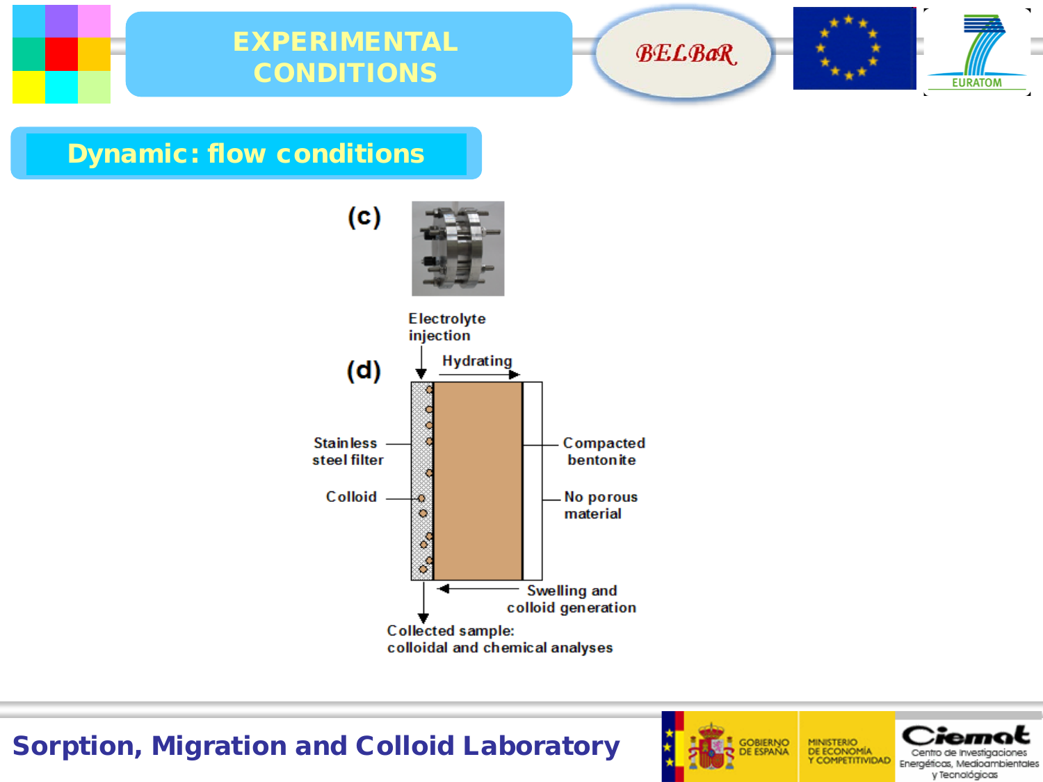# EXPERIMENTAL CONDITIONS

## Dynamic: flow conditions

(c)

(d)

Electrolyte injection

Hydrating

Stainless steel filter

Colloid

Compacted bentonite

No porous material

Swelling and colloid generation

Collected sample: colloidal and chemical analyses

Sorption, Migration and Colloid Laboratory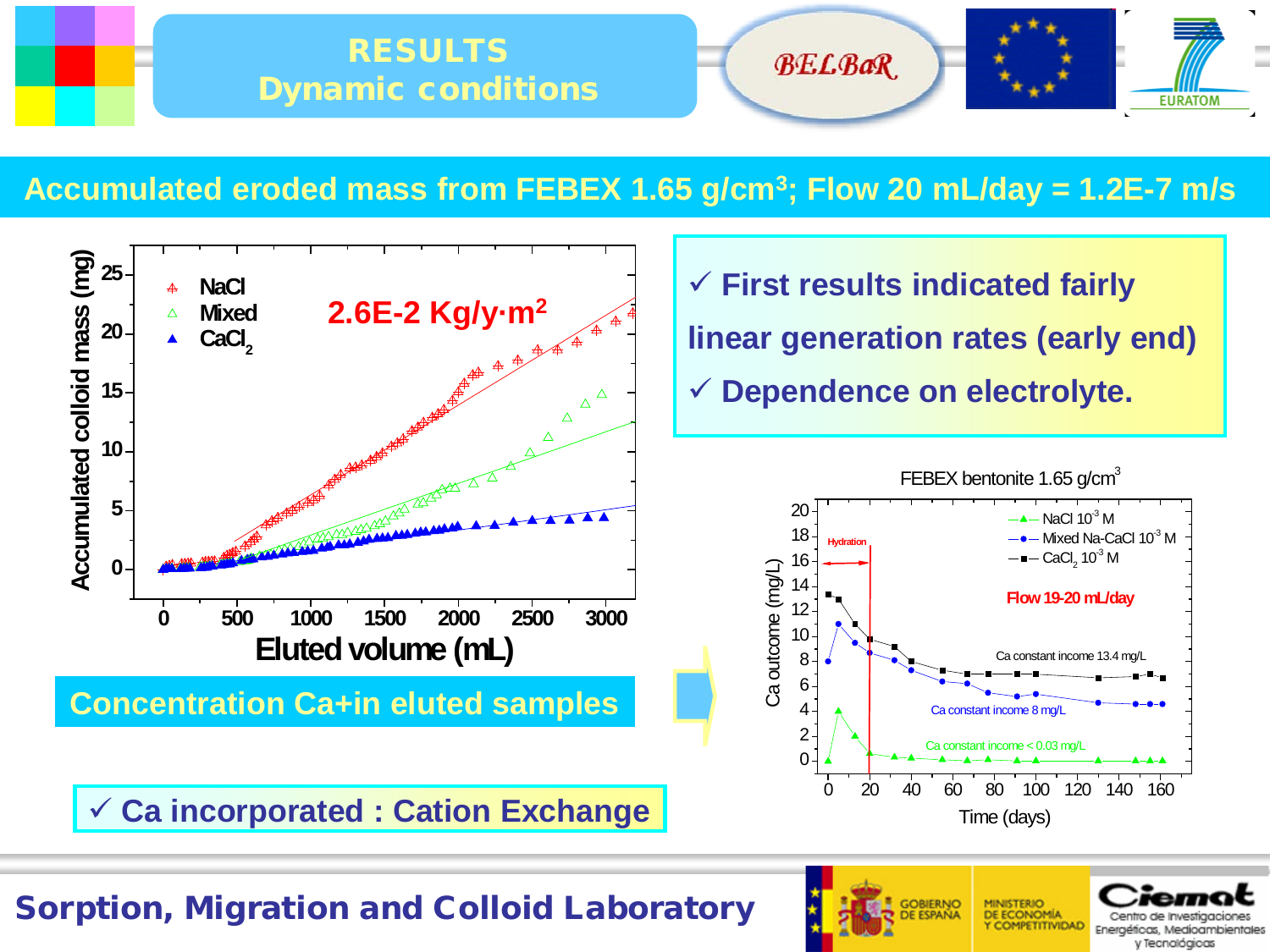# RESULTS
## Dynamic conditions

BELBaR

EURATOM

### Accumulated eroded mass from FEBEX 1.65 g/cm$^3$; Flow 20 mL/day = 1.2E-7 m/s

- ✓ First results indicated fairly linear generation rates (early end)
- ✓ Dependence on electrolyte.

2.6E-2 Kg/y·m$^2$

Legend: NaCl, Mixed, $CaCl_2$

Accumulated colloid mass (mg) vs. Eluted volume (mL)

**Concentration Ca+in eluted samples**

FEBEX bentonite 1.65 g/cm$^3$

Legend: NaCl $10^{-3}$ M; Mixed Na-CaCl $10^{-3}$ M; $CaCl_2$ $10^{-3}$ M

Hydration

Flow 19-20 mL/day

Ca constant income 13.4 mg/L

Ca constant income 8 mg/L

Ca constant income < 0.03 mg/L

Ca outcome (mg/L) vs. Time (days)

✓ Ca incorporated : Cation Exchange

**Sorption, Migration and Colloid Laboratory**

GOBIERNO DE ESPAÑA — MINISTERIO DE ECONOMÍA Y COMPETITIVIDAD — Ciemat, Centro de Investigaciones Energéticas, Medioambientales y Tecnológicas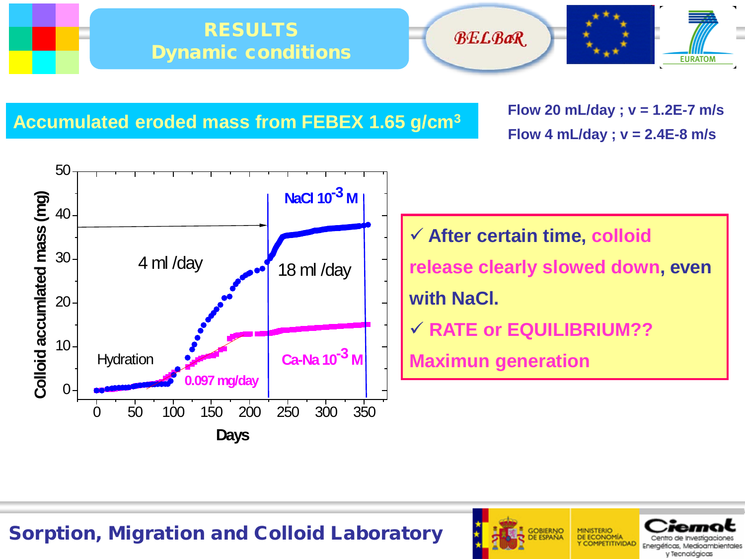# RESULTS
## Dynamic conditions

BELBaR

EURATOM

## Accumulated eroded mass from FEBEX 1.65 g/cm[3]

**Flow 20 mL/day ; v = 1.2E-7 m/s**

**Flow 4 mL/day ; v = 2.4E-8 m/s**

Colloid accumulated mass (mg) vs. Days

- Hydration
- 4 ml /day
- 18 ml /day
- $NaCl\ 10^{-3}$ M
- Ca-Na $10^{-3}$ M
- 0.097 mg/day

- ✓ **After certain time, colloid release clearly slowed down, even with NaCl.**
- ✓ **RATE or EQUILIBRIUM??**

**Maximun generation**

**Sorption, Migration and Colloid Laboratory**

GOBIERNO DE ESPAÑA — MINISTERIO DE ECONOMÍA Y COMPETITIVIDAD — Ciemat Centro de Investigaciones Energéticas, Medioambientales y Tecnológicas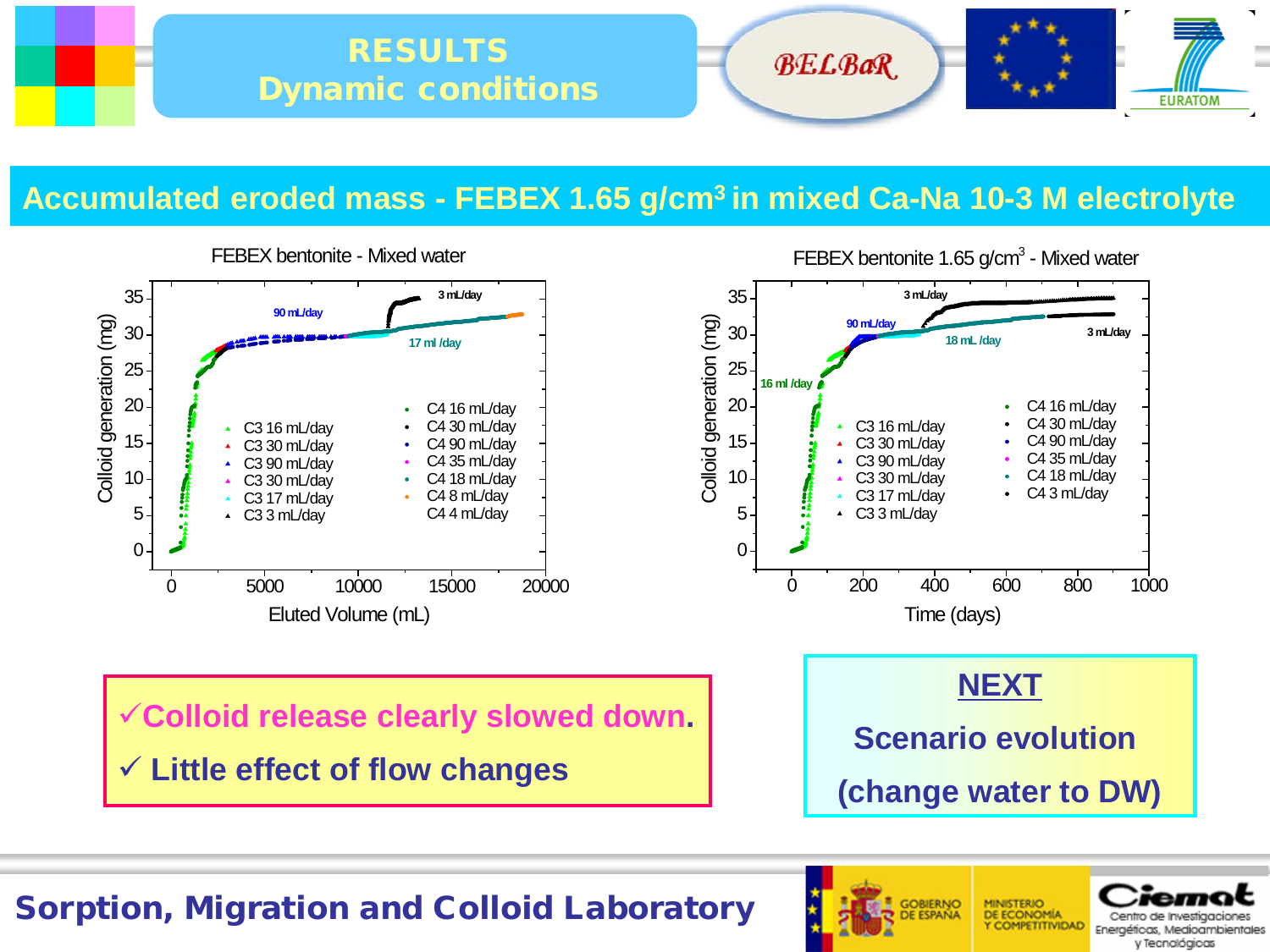# RESULTS
## Dynamic conditions

BELBaR

## Accumulated eroded mass - FEBEX 1.65 g/cm³ in mixed Ca-Na 10-3 M electrolyte

FEBEX bentonite - Mixed water

Colloid generation (mg) vs. Eluted Volume (mL)

Labels: 90 mL/day, 3 mL/day, 17 ml /day

Legend: C3 16 mL/day, C3 30 mL/day, C3 90 mL/day, C3 30 mL/day, C3 17 mL/day, C3 3 mL/day; C4 16 mL/day, C4 30 mL/day, C4 90 mL/day, C4 35 mL/day, C4 18 mL/day, C4 8 mL/day, C4 4 mL/day

FEBEX bentonite 1.65 g/cm³ - Mixed water

Colloid generation (mg) vs. Time (days)

Labels: 3 mL/day, 90 mL/day, 18 mL /day, 3 mL/day, 16 ml /day

Legend: C3 16 mL/day, C3 30 mL/day, C3 90 mL/day, C3 30 mL/day, C3 17 mL/day, C3 3 mL/day; C4 16 mL/day, C4 30 mL/day, C4 90 mL/day, C4 35 mL/day, C4 18 mL/day, C4 3 mL/day

- ✓ **Colloid release clearly slowed down.**
- ✓ **Little effect of flow changes**

**NEXT**

**Scenario evolution**

**(change water to DW)**

**Sorption, Migration and Colloid Laboratory**

GOBIERNO DE ESPAÑA — MINISTERIO DE ECONOMÍA Y COMPETITIVIDAD — Ciemat, Centro de Investigaciones Energéticas, Medioambientales y Tecnológicas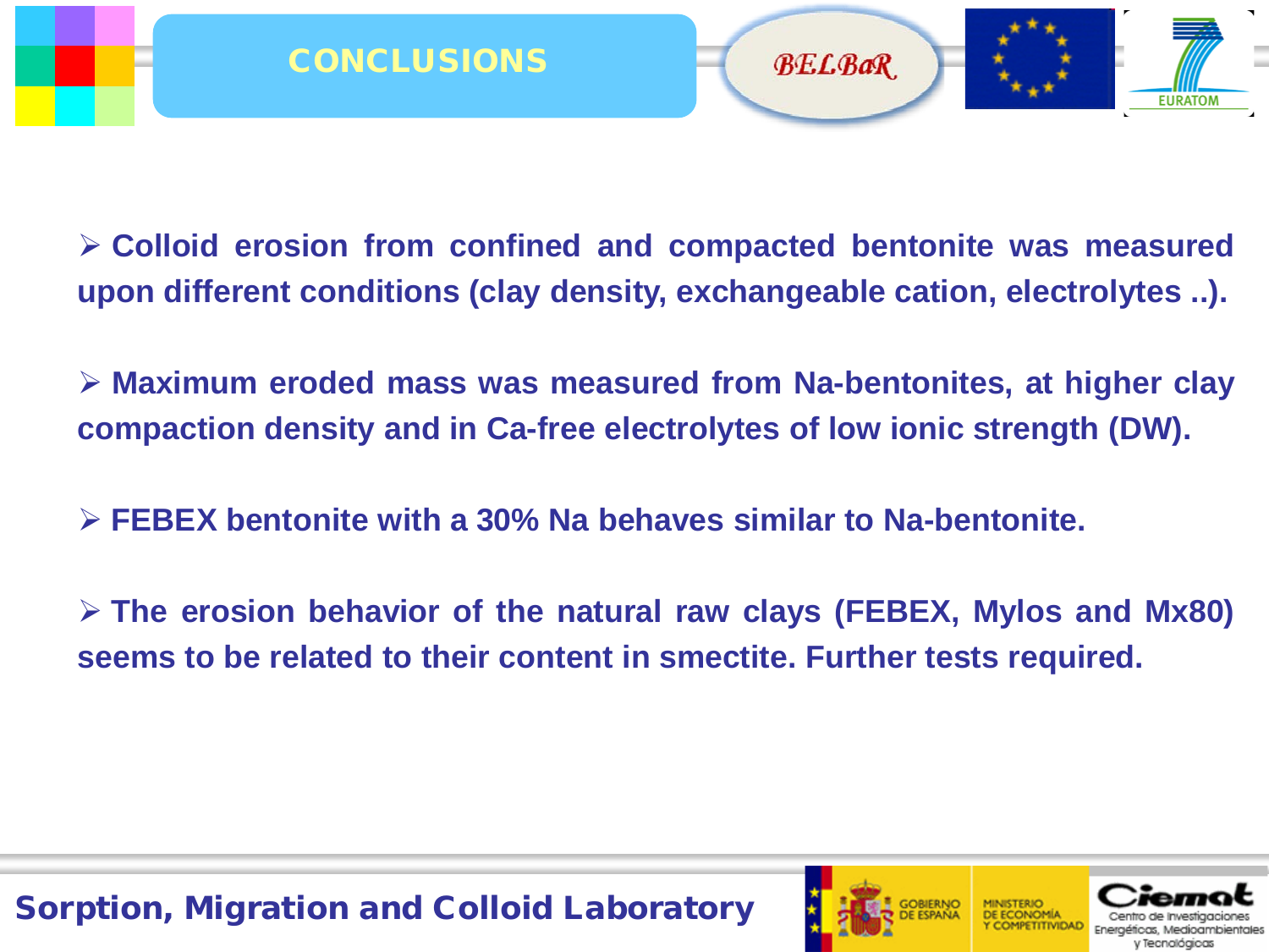# CONCLUSIONS

- **Colloid erosion from confined and compacted bentonite was measured upon different conditions (clay density, exchangeable cation, electrolytes ..).**

- **Maximum eroded mass was measured from Na-bentonites, at higher clay compaction density and in Ca-free electrolytes of low ionic strength (DW).**

- **FEBEX bentonite with a 30% Na behaves similar to Na-bentonite.**

- **The erosion behavior of the natural raw clays (FEBEX, Mylos and Mx80) seems to be related to their content in smectite. Further tests required.**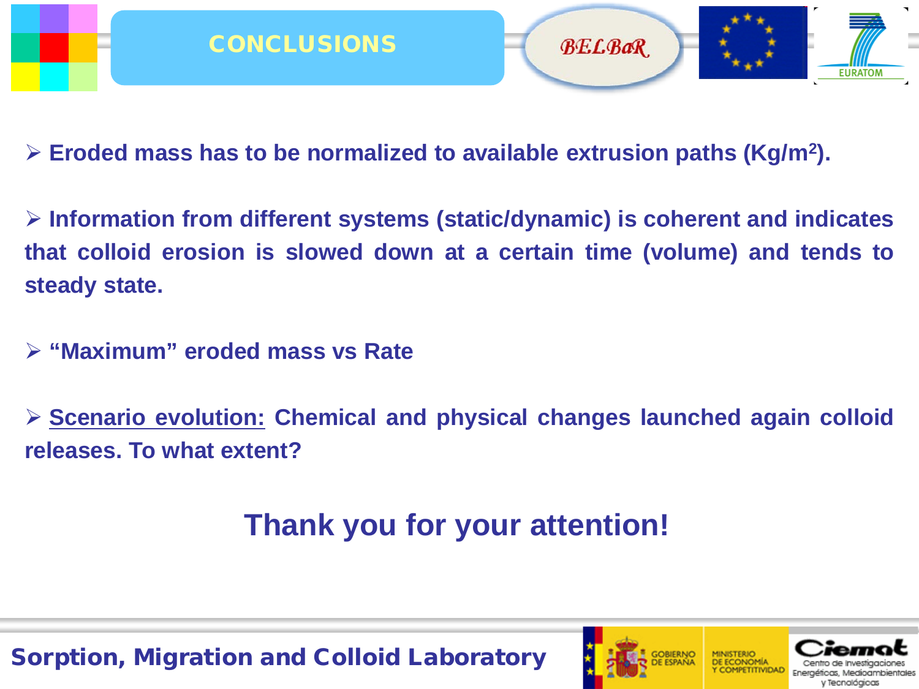# CONCLUSIONS

- **Eroded mass has to be normalized to available extrusion paths (Kg/m²).**

- **Information from different systems (static/dynamic) is coherent and indicates that colloid erosion is slowed down at a certain time (volume) and tends to steady state.**

- **"Maximum" eroded mass vs Rate**

- **<u>Scenario evolution:</u> Chemical and physical changes launched again colloid releases. To what extent?**

## Thank you for your attention!

**Sorption, Migration and Colloid Laboratory**